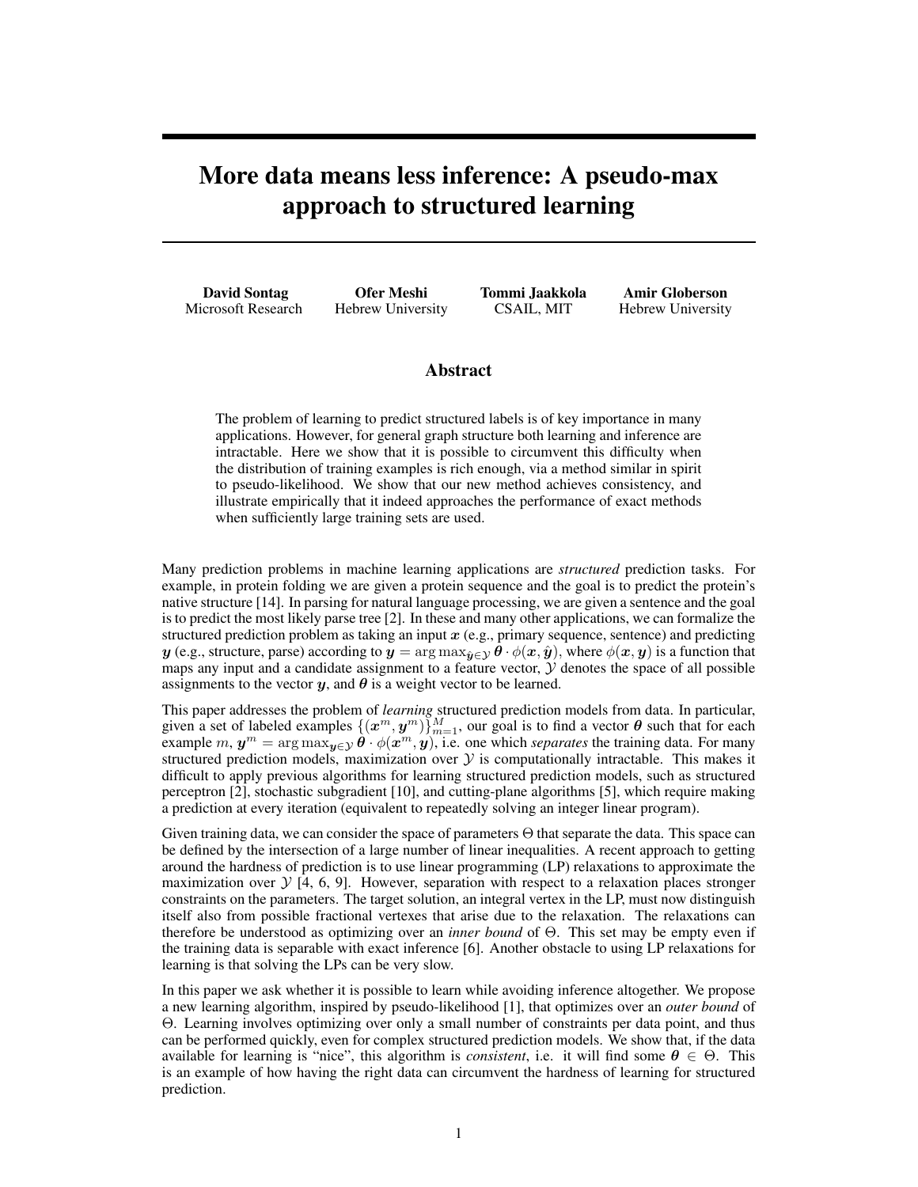# More data means less inference: A pseudo-max approach to structured learning

**David Sontag**
Microsoft Research

**Ofer Meshi**
Hebrew University

**Tommi Jaakkola**
CSAIL, MIT

**Amir Globerson**
Hebrew University

## Abstract

The problem of learning to predict structured labels is of key importance in many applications. However, for general graph structure both learning and inference are intractable. Here we show that it is possible to circumvent this difficulty when the distribution of training examples is rich enough, via a method similar in spirit to pseudo-likelihood. We show that our new method achieves consistency, and illustrate empirically that it indeed approaches the performance of exact methods when sufficiently large training sets are used.

Many prediction problems in machine learning applications are *structured* prediction tasks. For example, in protein folding we are given a protein sequence and the goal is to predict the protein's native structure [14]. In parsing for natural language processing, we are given a sentence and the goal is to predict the most likely parse tree [2]. In these and many other applications, we can formalize the structured prediction problem as taking an input $\boldsymbol{x}$ (e.g., primary sequence, sentence) and predicting $\boldsymbol{y}$ (e.g., structure, parse) according to $\boldsymbol{y} = \arg\max_{\hat{\boldsymbol{y}} \in \mathcal{Y}} \boldsymbol{\theta} \cdot \phi(\boldsymbol{x}, \hat{\boldsymbol{y}})$, where $\phi(\boldsymbol{x}, \boldsymbol{y})$ is a function that maps any input and a candidate assignment to a feature vector, $\mathcal{Y}$ denotes the space of all possible assignments to the vector $\boldsymbol{y}$, and $\boldsymbol{\theta}$ is a weight vector to be learned.

This paper addresses the problem of *learning* structured prediction models from data. In particular, given a set of labeled examples $\{(\boldsymbol{x}^m, \boldsymbol{y}^m)\}_{m=1}^M$, our goal is to find a vector $\boldsymbol{\theta}$ such that for each example $m$, $\boldsymbol{y}^m = \arg\max_{\boldsymbol{y} \in \mathcal{Y}} \boldsymbol{\theta} \cdot \phi(\boldsymbol{x}^m, \boldsymbol{y})$, i.e. one which *separates* the training data. For many structured prediction models, maximization over $\mathcal{Y}$ is computationally intractable. This makes it difficult to apply previous algorithms for learning structured prediction models, such as structured perceptron [2], stochastic subgradient [10], and cutting-plane algorithms [5], which require making a prediction at every iteration (equivalent to repeatedly solving an integer linear program).

Given training data, we can consider the space of parameters $\Theta$ that separate the data. This space can be defined by the intersection of a large number of linear inequalities. A recent approach to getting around the hardness of prediction is to use linear programming (LP) relaxations to approximate the maximization over $\mathcal{Y}$ [4, 6, 9]. However, separation with respect to a relaxation places stronger constraints on the parameters. The target solution, an integral vertex in the LP, must now distinguish itself also from possible fractional vertexes that arise due to the relaxation. The relaxations can therefore be understood as optimizing over an *inner bound* of $\Theta$. This set may be empty even if the training data is separable with exact inference [6]. Another obstacle to using LP relaxations for learning is that solving the LPs can be very slow.

In this paper we ask whether it is possible to learn while avoiding inference altogether. We propose a new learning algorithm, inspired by pseudo-likelihood [1], that optimizes over an *outer bound* of $\Theta$. Learning involves optimizing over only a small number of constraints per data point, and thus can be performed quickly, even for complex structured prediction models. We show that, if the data available for learning is "nice", this algorithm is *consistent*, i.e. it will find some $\boldsymbol{\theta} \in \Theta$. This is an example of how having the right data can circumvent the hardness of learning for structured prediction.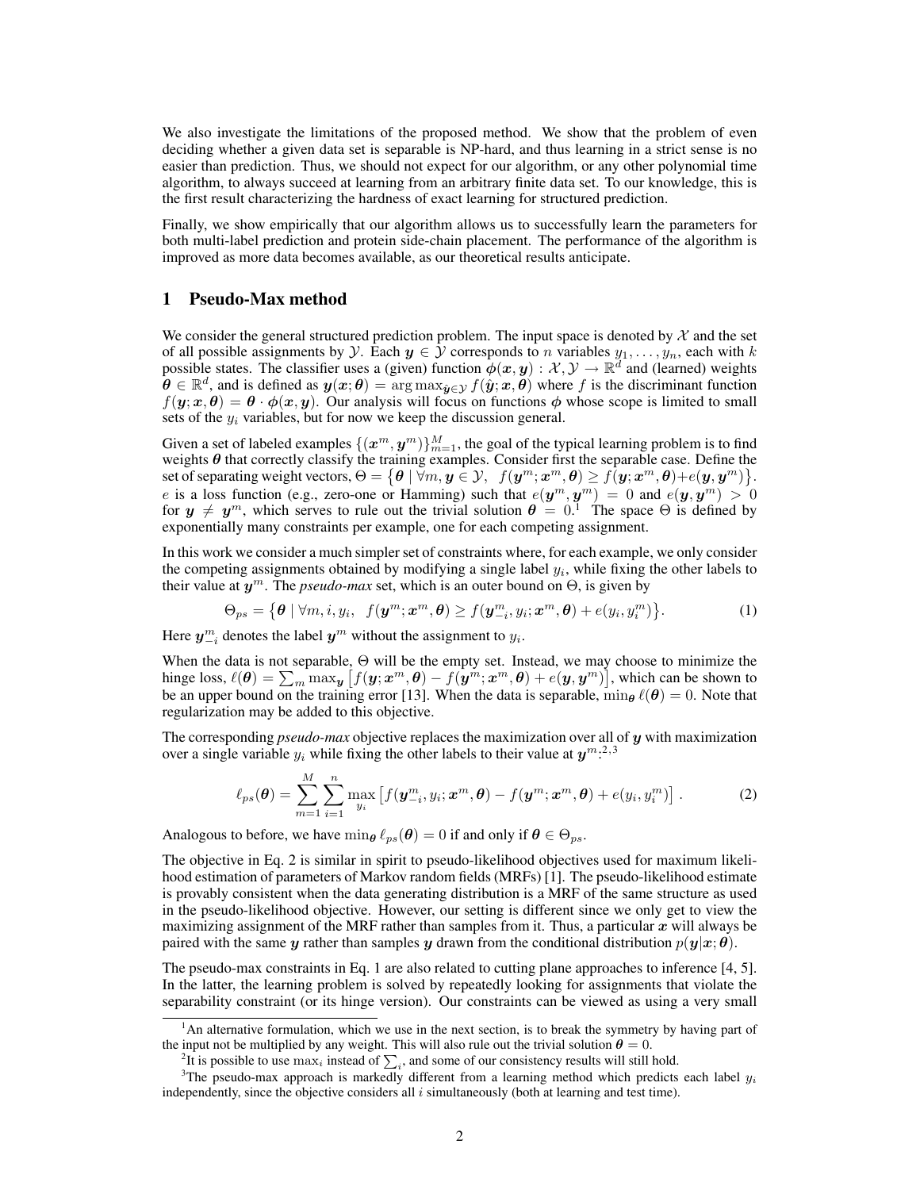We also investigate the limitations of the proposed method. We show that the problem of even deciding whether a given data set is separable is NP-hard, and thus learning in a strict sense is no easier than prediction. Thus, we should not expect for our algorithm, or any other polynomial time algorithm, to always succeed at learning from an arbitrary finite data set. To our knowledge, this is the first result characterizing the hardness of exact learning for structured prediction.

Finally, we show empirically that our algorithm allows us to successfully learn the parameters for both multi-label prediction and protein side-chain placement. The performance of the algorithm is improved as more data becomes available, as our theoretical results anticipate.

# 1 Pseudo-Max method

We consider the general structured prediction problem. The input space is denoted by $\mathcal{X}$ and the set of all possible assignments by $\mathcal{Y}$. Each $\boldsymbol{y} \in \mathcal{Y}$ corresponds to $n$ variables $y_1, \ldots, y_n$, each with $k$ possible states. The classifier uses a (given) function $\boldsymbol{\phi}(\boldsymbol{x}, \boldsymbol{y}) : \mathcal{X}, \mathcal{Y} \to \mathbb{R}^d$ and (learned) weights $\boldsymbol{\theta} \in \mathbb{R}^d$, and is defined as $\boldsymbol{y}(\boldsymbol{x}; \boldsymbol{\theta}) = \arg\max_{\hat{\boldsymbol{y}} \in \mathcal{Y}} f(\hat{\boldsymbol{y}}; \boldsymbol{x}, \boldsymbol{\theta})$ where $f$ is the discriminant function $f(\boldsymbol{y}; \boldsymbol{x}, \boldsymbol{\theta}) = \boldsymbol{\theta} \cdot \boldsymbol{\phi}(\boldsymbol{x}, \boldsymbol{y})$. Our analysis will focus on functions $\boldsymbol{\phi}$ whose scope is limited to small sets of the $y_i$ variables, but for now we keep the discussion general.

Given a set of labeled examples $\{(\boldsymbol{x}^m, \boldsymbol{y}^m)\}_{m=1}^M$, the goal of the typical learning problem is to find weights $\boldsymbol{\theta}$ that correctly classify the training examples. Consider first the separable case. Define the set of separating weight vectors, $\Theta = \{\boldsymbol{\theta} \mid \forall m, \boldsymbol{y} \in \mathcal{Y},\ \ f(\boldsymbol{y}^m; \boldsymbol{x}^m, \boldsymbol{\theta}) \geq f(\boldsymbol{y}; \boldsymbol{x}^m, \boldsymbol{\theta}) + e(\boldsymbol{y}, \boldsymbol{y}^m)\}$. $e$ is a loss function (e.g., zero-one or Hamming) such that $e(\boldsymbol{y}^m, \boldsymbol{y}^m) = 0$ and $e(\boldsymbol{y}, \boldsymbol{y}^m) > 0$ for $\boldsymbol{y} \neq \boldsymbol{y}^m$, which serves to rule out the trivial solution $\boldsymbol{\theta} = 0$.[1] The space $\Theta$ is defined by exponentially many constraints per example, one for each competing assignment.

In this work we consider a much simpler set of constraints where, for each example, we only consider the competing assignments obtained by modifying a single label $y_i$, while fixing the other labels to their value at $\boldsymbol{y}^m$. The *pseudo-max* set, which is an outer bound on $\Theta$, is given by

$$\Theta_{ps} = \{\boldsymbol{\theta} \mid \forall m, i, y_i,\ \ f(\boldsymbol{y}^m; \boldsymbol{x}^m, \boldsymbol{\theta}) \geq f(\boldsymbol{y}^m_{-i}, y_i; \boldsymbol{x}^m, \boldsymbol{\theta}) + e(y_i, y_i^m)\}. \tag{1}$$

Here $\boldsymbol{y}^m_{-i}$ denotes the label $\boldsymbol{y}^m$ without the assignment to $y_i$.

When the data is not separable, $\Theta$ will be the empty set. Instead, we may choose to minimize the hinge loss, $\ell(\boldsymbol{\theta}) = \sum_m \max_{\boldsymbol{y}} \left[f(\boldsymbol{y}; \boldsymbol{x}^m, \boldsymbol{\theta}) - f(\boldsymbol{y}^m; \boldsymbol{x}^m, \boldsymbol{\theta}) + e(\boldsymbol{y}, \boldsymbol{y}^m)\right]$, which can be shown to be an upper bound on the training error [13]. When the data is separable, $\min_{\boldsymbol{\theta}} \ell(\boldsymbol{\theta}) = 0$. Note that regularization may be added to this objective.

The corresponding *pseudo-max* objective replaces the maximization over all of $\boldsymbol{y}$ with maximization over a single variable $y_i$ while fixing the other labels to their value at $\boldsymbol{y}^m$:[2,3]

$$\ell_{ps}(\boldsymbol{\theta}) = \sum_{m=1}^{M} \sum_{i=1}^{n} \max_{y_i} \left[f(\boldsymbol{y}^m_{-i}, y_i; \boldsymbol{x}^m, \boldsymbol{\theta}) - f(\boldsymbol{y}^m; \boldsymbol{x}^m, \boldsymbol{\theta}) + e(y_i, y_i^m)\right]. \tag{2}$$

Analogous to before, we have $\min_{\boldsymbol{\theta}} \ell_{ps}(\boldsymbol{\theta}) = 0$ if and only if $\boldsymbol{\theta} \in \Theta_{ps}$.

The objective in Eq. 2 is similar in spirit to pseudo-likelihood objectives used for maximum likelihood estimation of parameters of Markov random fields (MRFs) [1]. The pseudo-likelihood estimate is provably consistent when the data generating distribution is a MRF of the same structure as used in the pseudo-likelihood objective. However, our setting is different since we only get to view the maximizing assignment of the MRF rather than samples from it. Thus, a particular $\boldsymbol{x}$ will always be paired with the same $\boldsymbol{y}$ rather than samples $\boldsymbol{y}$ drawn from the conditional distribution $p(\boldsymbol{y}|\boldsymbol{x}; \boldsymbol{\theta})$.

The pseudo-max constraints in Eq. 1 are also related to cutting plane approaches to inference [4, 5]. In the latter, the learning problem is solved by repeatedly looking for assignments that violate the separability constraint (or its hinge version). Our constraints can be viewed as using a very small

---

[1] An alternative formulation, which we use in the next section, is to break the symmetry by having part of the input not be multiplied by any weight. This will also rule out the trivial solution $\boldsymbol{\theta} = 0$.

[2] It is possible to use $\max_i$ instead of $\sum_i$, and some of our consistency results will still hold.

[3] The pseudo-max approach is markedly different from a learning method which predicts each label $y_i$ independently, since the objective considers all $i$ simultaneously (both at learning and test time).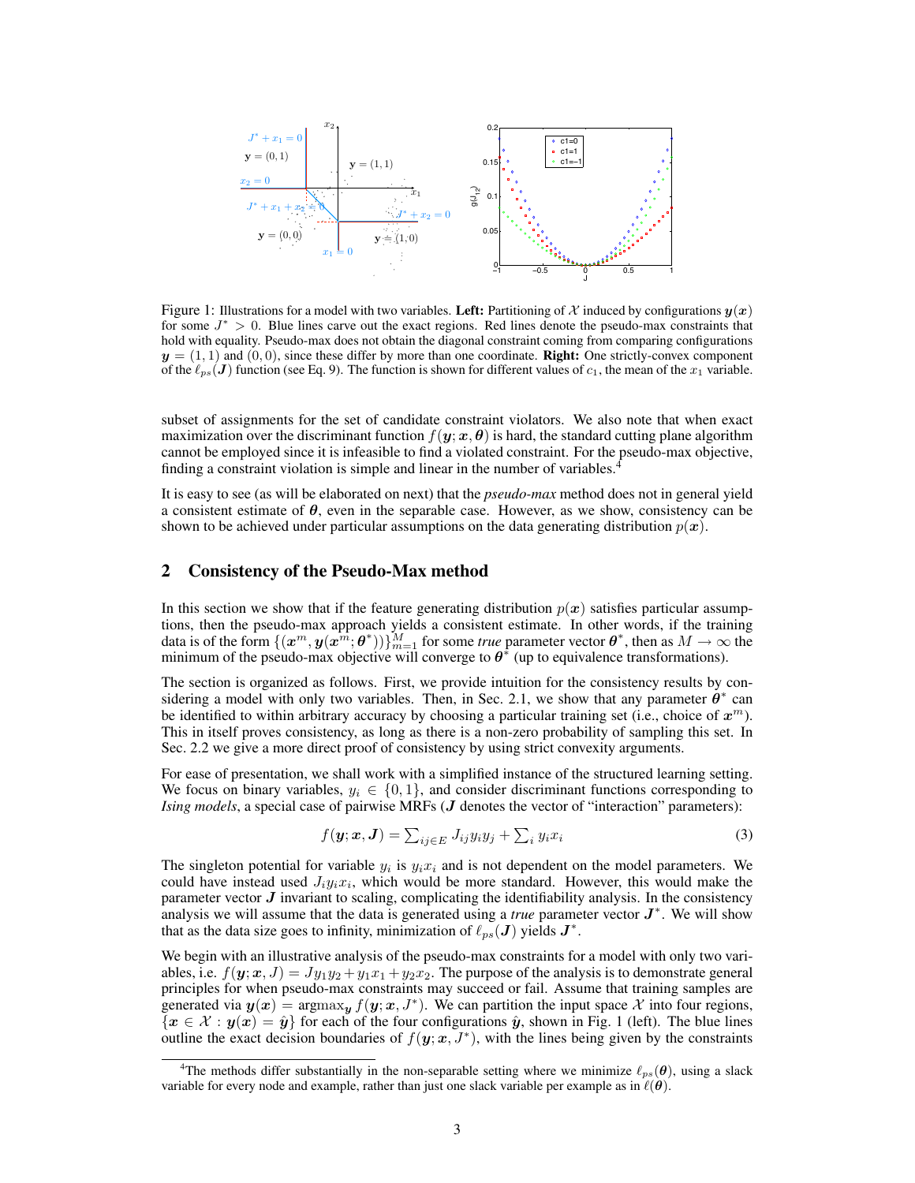Figure 1: Illustrations for a model with two variables. **Left:** Partitioning of $\mathcal{X}$ induced by configurations $\boldsymbol{y}(\boldsymbol{x})$ for some $J^* > 0$. Blue lines carve out the exact regions. Red lines denote the pseudo-max constraints that hold with equality. Pseudo-max does not obtain the diagonal constraint coming from comparing configurations $\boldsymbol{y} = (1,1)$ and $(0,0)$, since these differ by more than one coordinate. **Right:** One strictly-convex component of the $\ell_{ps}(\boldsymbol{J})$ function (see Eq. 9). The function is shown for different values of $c_1$, the mean of the $x_1$ variable.

subset of assignments for the set of candidate constraint violators. We also note that when exact maximization over the discriminant function $f(\boldsymbol{y}; \boldsymbol{x}, \boldsymbol{\theta})$ is hard, the standard cutting plane algorithm cannot be employed since it is infeasible to find a violated constraint. For the pseudo-max objective, finding a constraint violation is simple and linear in the number of variables.[4]

It is easy to see (as will be elaborated on next) that the *pseudo-max* method does not in general yield a consistent estimate of $\boldsymbol{\theta}$, even in the separable case. However, as we show, consistency can be shown to be achieved under particular assumptions on the data generating distribution $p(\boldsymbol{x})$.

## 2 Consistency of the Pseudo-Max method

In this section we show that if the feature generating distribution $p(\boldsymbol{x})$ satisfies particular assumptions, then the pseudo-max approach yields a consistent estimate. In other words, if the training data is of the form $\{(\boldsymbol{x}^m, \boldsymbol{y}(\boldsymbol{x}^m; \boldsymbol{\theta}^*))\}_{m=1}^M$ for some *true* parameter vector $\boldsymbol{\theta}^*$, then as $M \to \infty$ the minimum of the pseudo-max objective will converge to $\boldsymbol{\theta}^*$ (up to equivalence transformations).

The section is organized as follows. First, we provide intuition for the consistency results by considering a model with only two variables. Then, in Sec. 2.1, we show that any parameter $\boldsymbol{\theta}^*$ can be identified to within arbitrary accuracy by choosing a particular training set (i.e., choice of $\boldsymbol{x}^m$). This in itself proves consistency, as long as there is a non-zero probability of sampling this set. In Sec. 2.2 we give a more direct proof of consistency by using strict convexity arguments.

For ease of presentation, we shall work with a simplified instance of the structured learning setting. We focus on binary variables, $y_i \in \{0, 1\}$, and consider discriminant functions corresponding to *Ising models*, a special case of pairwise MRFs ($\boldsymbol{J}$ denotes the vector of "interaction" parameters):

$$f(\boldsymbol{y}; \boldsymbol{x}, \boldsymbol{J}) = \textstyle\sum_{ij \in E} J_{ij} y_i y_j + \sum_i y_i x_i \tag{3}$$

The singleton potential for variable $y_i$ is $y_i x_i$ and is not dependent on the model parameters. We could have instead used $J_i y_i x_i$, which would be more standard. However, this would make the parameter vector $\boldsymbol{J}$ invariant to scaling, complicating the identifiability analysis. In the consistency analysis we will assume that the data is generated using a *true* parameter vector $\boldsymbol{J}^*$. We will show that as the data size goes to infinity, minimization of $\ell_{ps}(\boldsymbol{J})$ yields $\boldsymbol{J}^*$.

We begin with an illustrative analysis of the pseudo-max constraints for a model with only two variables, i.e. $f(\boldsymbol{y}; \boldsymbol{x}, J) = J y_1 y_2 + y_1 x_1 + y_2 x_2$. The purpose of the analysis is to demonstrate general principles for when pseudo-max constraints may succeed or fail. Assume that training samples are generated via $\boldsymbol{y}(\boldsymbol{x}) = \operatorname{argmax}_{\boldsymbol{y}} f(\boldsymbol{y}; \boldsymbol{x}, J^*)$. We can partition the input space $\mathcal{X}$ into four regions, $\{\boldsymbol{x} \in \mathcal{X} : \boldsymbol{y}(\boldsymbol{x}) = \hat{\boldsymbol{y}}\}$ for each of the four configurations $\hat{\boldsymbol{y}}$, shown in Fig. 1 (left). The blue lines outline the exact decision boundaries of $f(\boldsymbol{y}; \boldsymbol{x}, J^*)$, with the lines being given by the constraints

[4] The methods differ substantially in the non-separable setting where we minimize $\ell_{ps}(\boldsymbol{\theta})$, using a slack variable for every node and example, rather than just one slack variable per example as in $\ell(\boldsymbol{\theta})$.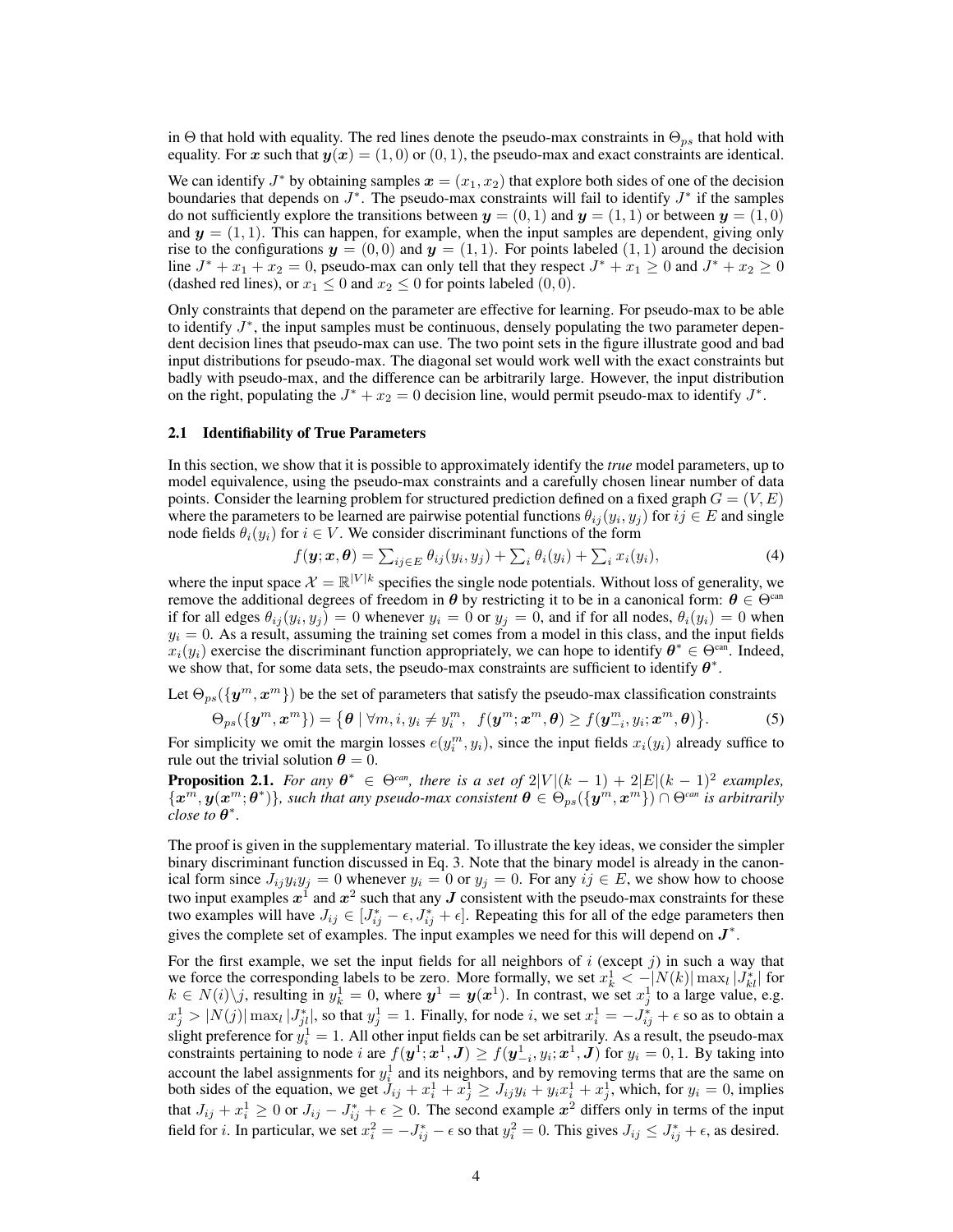in $\Theta$ that hold with equality. The red lines denote the pseudo-max constraints in $\Theta_{ps}$ that hold with equality. For $\boldsymbol{x}$ such that $\boldsymbol{y}(\boldsymbol{x}) = (1, 0)$ or $(0, 1)$, the pseudo-max and exact constraints are identical.

We can identify $J^*$ by obtaining samples $\boldsymbol{x} = (x_1, x_2)$ that explore both sides of one of the decision boundaries that depends on $J^*$. The pseudo-max constraints will fail to identify $J^*$ if the samples do not sufficiently explore the transitions between $\boldsymbol{y} = (0, 1)$ and $\boldsymbol{y} = (1, 1)$ or between $\boldsymbol{y} = (1, 0)$ and $\boldsymbol{y} = (1, 1)$. This can happen, for example, when the input samples are dependent, giving only rise to the configurations $\boldsymbol{y} = (0, 0)$ and $\boldsymbol{y} = (1, 1)$. For points labeled $(1, 1)$ around the decision line $J^* + x_1 + x_2 = 0$, pseudo-max can only tell that they respect $J^* + x_1 \geq 0$ and $J^* + x_2 \geq 0$ (dashed red lines), or $x_1 \leq 0$ and $x_2 \leq 0$ for points labeled $(0, 0)$.

Only constraints that depend on the parameter are effective for learning. For pseudo-max to be able to identify $J^*$, the input samples must be continuous, densely populating the two parameter dependent decision lines that pseudo-max can use. The two point sets in the figure illustrate good and bad input distributions for pseudo-max. The diagonal set would work well with the exact constraints but badly with pseudo-max, and the difference can be arbitrarily large. However, the input distribution on the right, populating the $J^* + x_2 = 0$ decision line, would permit pseudo-max to identify $J^*$.

### 2.1 Identifiability of True Parameters

In this section, we show that it is possible to approximately identify the *true* model parameters, up to model equivalence, using the pseudo-max constraints and a carefully chosen linear number of data points. Consider the learning problem for structured prediction defined on a fixed graph $G = (V, E)$ where the parameters to be learned are pairwise potential functions $\theta_{ij}(y_i, y_j)$ for $ij \in E$ and single node fields $\theta_i(y_i)$ for $i \in V$. We consider discriminant functions of the form

$$f(\boldsymbol{y}; \boldsymbol{x}, \boldsymbol{\theta}) = \sum_{ij \in E} \theta_{ij}(y_i, y_j) + \sum_i \theta_i(y_i) + \sum_i x_i(y_i), \tag{4}$$

where the input space $\mathcal{X} = \mathbb{R}^{|V|k}$ specifies the single node potentials. Without loss of generality, we remove the additional degrees of freedom in $\boldsymbol{\theta}$ by restricting it to be in a canonical form: $\boldsymbol{\theta} \in \Theta^{\text{can}}$ if for all edges $\theta_{ij}(y_i, y_j) = 0$ whenever $y_i = 0$ or $y_j = 0$, and if for all nodes, $\theta_i(y_i) = 0$ when $y_i = 0$. As a result, assuming the training set comes from a model in this class, and the input fields $x_i(y_i)$ exercise the discriminant function appropriately, we can hope to identify $\boldsymbol{\theta}^* \in \Theta^{\text{can}}$. Indeed, we show that, for some data sets, the pseudo-max constraints are sufficient to identify $\boldsymbol{\theta}^*$.

Let $\Theta_{ps}(\{\boldsymbol{y}^m, \boldsymbol{x}^m\})$ be the set of parameters that satisfy the pseudo-max classification constraints

$$\Theta_{ps}(\{\boldsymbol{y}^m, \boldsymbol{x}^m\}) = \big\{\boldsymbol{\theta} \mid \forall m, i, y_i \neq y_i^m, \;\; f(\boldsymbol{y}^m; \boldsymbol{x}^m, \boldsymbol{\theta}) \geq f(\boldsymbol{y}^m_{-i}, y_i; \boldsymbol{x}^m, \boldsymbol{\theta})\big\}. \tag{5}$$

For simplicity we omit the margin losses $e(y_i^m, y_i)$, since the input fields $x_i(y_i)$ already suffice to rule out the trivial solution $\boldsymbol{\theta} = 0$.

**Proposition 2.1.** *For any $\boldsymbol{\theta}^* \in \Theta^{can}$, there is a set of $2|V|(k-1) + 2|E|(k-1)^2$ examples, $\{\boldsymbol{x}^m, \boldsymbol{y}(\boldsymbol{x}^m; \boldsymbol{\theta}^*)\}$, such that any pseudo-max consistent $\boldsymbol{\theta} \in \Theta_{ps}(\{\boldsymbol{y}^m, \boldsymbol{x}^m\}) \cap \Theta^{can}$ is arbitrarily close to $\boldsymbol{\theta}^*$.*

The proof is given in the supplementary material. To illustrate the key ideas, we consider the simpler binary discriminant function discussed in Eq. 3. Note that the binary model is already in the canonical form since $J_{ij} y_i y_j = 0$ whenever $y_i = 0$ or $y_j = 0$. For any $ij \in E$, we show how to choose two input examples $\boldsymbol{x}^1$ and $\boldsymbol{x}^2$ such that any $\boldsymbol{J}$ consistent with the pseudo-max constraints for these two examples will have $J_{ij} \in [J^*_{ij} - \epsilon, J^*_{ij} + \epsilon]$. Repeating this for all of the edge parameters then gives the complete set of examples. The input examples we need for this will depend on $\boldsymbol{J}^*$.

For the first example, we set the input fields for all neighbors of $i$ (except $j$) in such a way that we force the corresponding labels to be zero. More formally, we set $x_k^1 < -|N(k)| \max_l |J^*_{kl}|$ for $k \in N(i)\backslash j$, resulting in $y_k^1 = 0$, where $\boldsymbol{y}^1 = \boldsymbol{y}(\boldsymbol{x}^1)$. In contrast, we set $x_j^1$ to a large value, e.g. $x_j^1 > |N(j)| \max_l |J^*_{jl}|$, so that $y_j^1 = 1$. Finally, for node $i$, we set $x_i^1 = -J^*_{ij} + \epsilon$ so as to obtain a slight preference for $y_i^1 = 1$. All other input fields can be set arbitrarily. As a result, the pseudo-max constraints pertaining to node $i$ are $f(\boldsymbol{y}^1; \boldsymbol{x}^1, \boldsymbol{J}) \geq f(\boldsymbol{y}^1_{-i}, y_i; \boldsymbol{x}^1, \boldsymbol{J})$ for $y_i = 0, 1$. By taking into account the label assignments for $y_i^1$ and its neighbors, and by removing terms that are the same on both sides of the equation, we get $J_{ij} + x_i^1 + x_j^1 \geq J_{ij} y_i + y_i x_i^1 + x_j^1$, which, for $y_i = 0$, implies that $J_{ij} + x_i^1 \geq 0$ or $J_{ij} - J^*_{ij} + \epsilon \geq 0$. The second example $\boldsymbol{x}^2$ differs only in terms of the input field for $i$. In particular, we set $x_i^2 = -J^*_{ij} - \epsilon$ so that $y_i^2 = 0$. This gives $J_{ij} \leq J^*_{ij} + \epsilon$, as desired.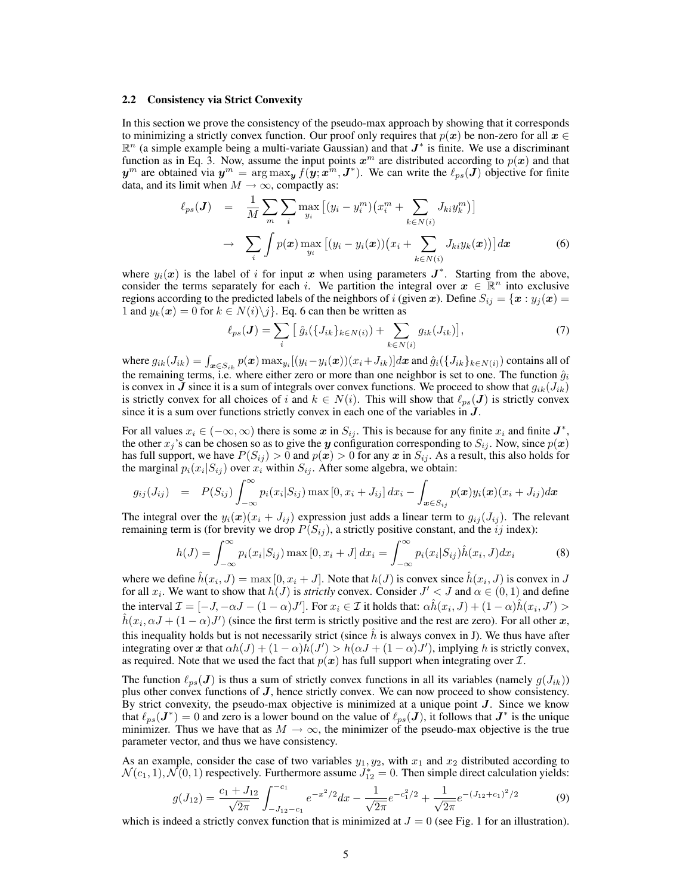### 2.2 Consistency via Strict Convexity

In this section we prove the consistency of the pseudo-max approach by showing that it corresponds to minimizing a strictly convex function. Our proof only requires that $p(\boldsymbol{x})$ be non-zero for all $\boldsymbol{x} \in \mathbb{R}^n$ (a simple example being a multi-variate Gaussian) and that $\boldsymbol{J}^*$ is finite. We use a discriminant function as in Eq. 3. Now, assume the input points $\boldsymbol{x}^m$ are distributed according to $p(\boldsymbol{x})$ and that $\boldsymbol{y}^m$ are obtained via $\boldsymbol{y}^m = \arg\max_{\boldsymbol{y}} f(\boldsymbol{y}; \boldsymbol{x}^m, \boldsymbol{J}^*)$. We can write the $\ell_{ps}(\boldsymbol{J})$ objective for finite data, and its limit when $M \to \infty$, compactly as:

$$
\begin{aligned}
\ell_{ps}(\boldsymbol{J}) &= \frac{1}{M} \sum_m \sum_i \max_{y_i} \left[ (y_i - y_i^m) \big( x_i^m + \sum_{k \in N(i)} J_{ki} y_k^m \big) \right] \\
&\to \sum_i \int p(\boldsymbol{x}) \max_{y_i} \left[ (y_i - y_i(\boldsymbol{x})) \big( x_i + \sum_{k \in N(i)} J_{ki} y_k(\boldsymbol{x}) \big) \right] d\boldsymbol{x} \qquad (6)
\end{aligned}
$$

where $y_i(\boldsymbol{x})$ is the label of $i$ for input $\boldsymbol{x}$ when using parameters $\boldsymbol{J}^*$. Starting from the above, consider the terms separately for each $i$. We partition the integral over $\boldsymbol{x} \in \mathbb{R}^n$ into exclusive regions according to the predicted labels of the neighbors of $i$ (given $\boldsymbol{x}$). Define $S_{ij} = \{\boldsymbol{x} : y_j(\boldsymbol{x}) = 1 \text{ and } y_k(\boldsymbol{x}) = 0 \text{ for } k \in N(i) \backslash j\}$. Eq. 6 can then be written as

$$
\ell_{ps}(\boldsymbol{J}) = \sum_i \left[ \hat{g}_i(\{J_{ik}\}_{k \in N(i)}) + \sum_{k \in N(i)} g_{ik}(J_{ik}) \right], \qquad (7)
$$

where $g_{ik}(J_{ik}) = \int_{\boldsymbol{x} \in S_{ik}} p(\boldsymbol{x}) \max_{y_i} [(y_i - y_i(\boldsymbol{x}))(x_i + J_{ik})] d\boldsymbol{x}$ and $\hat{g}_i(\{J_{ik}\}_{k \in N(i)})$ contains all of the remaining terms, i.e. where either zero or more than one neighbor is set to one. The function $\hat{g}_i$ is convex in $\boldsymbol{J}$ since it is a sum of integrals over convex functions. We proceed to show that $g_{ik}(J_{ik})$ is strictly convex for all choices of $i$ and $k \in N(i)$. This will show that $\ell_{ps}(\boldsymbol{J})$ is strictly convex since it is a sum over functions strictly convex in each one of the variables in $\boldsymbol{J}$.

For all values $x_i \in (-\infty, \infty)$ there is some $\boldsymbol{x}$ in $S_{ij}$. This is because for any finite $x_i$ and finite $\boldsymbol{J}^*$, the other $x_j$'s can be chosen so as to give the $\boldsymbol{y}$ configuration corresponding to $S_{ij}$. Now, since $p(\boldsymbol{x})$ has full support, we have $P(S_{ij}) > 0$ and $p(\boldsymbol{x}) > 0$ for any $\boldsymbol{x}$ in $S_{ij}$. As a result, this also holds for the marginal $p_i(x_i | S_{ij})$ over $x_i$ within $S_{ij}$. After some algebra, we obtain:

$$
g_{ij}(J_{ij}) = P(S_{ij}) \int_{-\infty}^{\infty} p_i(x_i | S_{ij}) \max[0, x_i + J_{ij}] \, dx_i - \int_{\boldsymbol{x} \in S_{ij}} p(\boldsymbol{x}) y_i(\boldsymbol{x})(x_i + J_{ij}) d\boldsymbol{x}
$$

The integral over the $y_i(\boldsymbol{x})(x_i + J_{ij})$ expression just adds a linear term to $g_{ij}(J_{ij})$. The relevant remaining term is (for brevity we drop $P(S_{ij})$, a strictly positive constant, and the $ij$ index):

$$
h(J) = \int_{-\infty}^{\infty} p_i(x_i | S_{ij}) \max[0, x_i + J] \, dx_i = \int_{-\infty}^{\infty} p_i(x_i | S_{ij}) \hat{h}(x_i, J) dx_i \qquad (8)
$$

where we define $\hat{h}(x_i, J) = \max[0, x_i + J]$. Note that $h(J)$ is convex since $\hat{h}(x_i, J)$ is convex in $J$ for all $x_i$. We want to show that $h(J)$ is *strictly* convex. Consider $J' < J$ and $\alpha \in (0, 1)$ and define the interval $\mathcal{I} = [-J, -\alpha J - (1 - \alpha) J']$. For $x_i \in \mathcal{I}$ it holds that: $\alpha \hat{h}(x_i, J) + (1 - \alpha) \hat{h}(x_i, J') > \hat{h}(x_i, \alpha J + (1 - \alpha) J')$ (since the first term is strictly positive and the rest are zero). For all other $\boldsymbol{x}$, this inequality holds but is not necessarily strict (since $\hat{h}$ is always convex in J). We thus have after integrating over $\boldsymbol{x}$ that $\alpha h(J) + (1 - \alpha) h(J') > h(\alpha J + (1 - \alpha) J')$, implying $h$ is strictly convex, as required. Note that we used the fact that $p(\boldsymbol{x})$ has full support when integrating over $\mathcal{I}$.

The function $\ell_{ps}(\boldsymbol{J})$ is thus a sum of strictly convex functions in all its variables (namely $g(J_{ik})$) plus other convex functions of $\boldsymbol{J}$, hence strictly convex. We can now proceed to show consistency. By strict convexity, the pseudo-max objective is minimized at a unique point $\boldsymbol{J}$. Since we know that $\ell_{ps}(\boldsymbol{J}^*) = 0$ and zero is a lower bound on the value of $\ell_{ps}(\boldsymbol{J})$, it follows that $\boldsymbol{J}^*$ is the unique minimizer. Thus we have that as $M \to \infty$, the minimizer of the pseudo-max objective is the true parameter vector, and thus we have consistency.

As an example, consider the case of two variables $y_1, y_2$, with $x_1$ and $x_2$ distributed according to $\mathcal{N}(c_1, 1), \mathcal{N}(0, 1)$ respectively. Furthermore assume $J_{12}^* = 0$. Then simple direct calculation yields:

$$
g(J_{12}) = \frac{c_1 + J_{12}}{\sqrt{2\pi}} \int_{-J_{12} - c_1}^{-c_1} e^{-x^2/2} dx - \frac{1}{\sqrt{2\pi}} e^{-c_1^2/2} + \frac{1}{\sqrt{2\pi}} e^{-(J_{12} + c_1)^2/2} \qquad (9)
$$

which is indeed a strictly convex function that is minimized at $J = 0$ (see Fig. 1 for an illustration).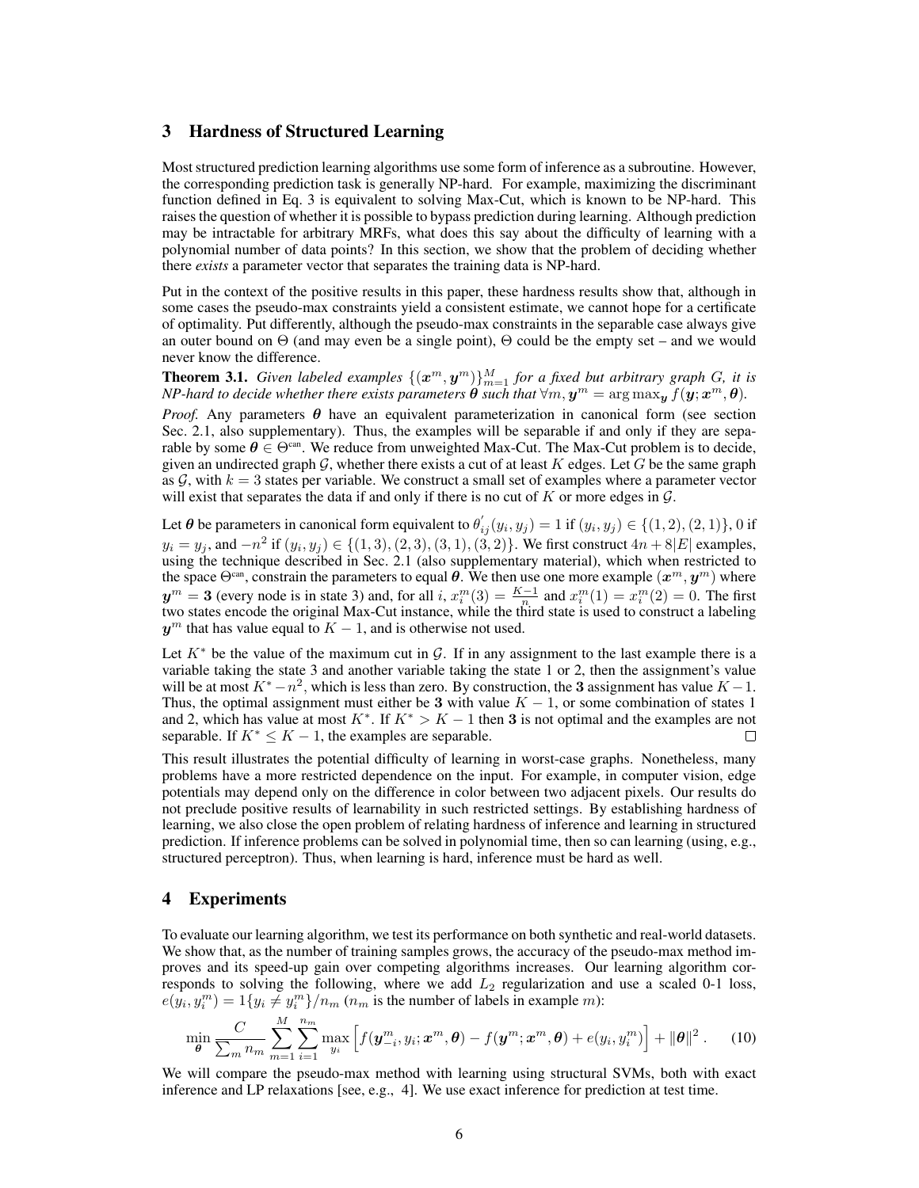## 3 Hardness of Structured Learning

Most structured prediction learning algorithms use some form of inference as a subroutine. However, the corresponding prediction task is generally NP-hard. For example, maximizing the discriminant function defined in Eq. 3 is equivalent to solving Max-Cut, which is known to be NP-hard. This raises the question of whether it is possible to bypass prediction during learning. Although prediction may be intractable for arbitrary MRFs, what does this say about the difficulty of learning with a polynomial number of data points? In this section, we show that the problem of deciding whether there *exists* a parameter vector that separates the training data is NP-hard.

Put in the context of the positive results in this paper, these hardness results show that, although in some cases the pseudo-max constraints yield a consistent estimate, we cannot hope for a certificate of optimality. Put differently, although the pseudo-max constraints in the separable case always give an outer bound on $\Theta$ (and may even be a single point), $\Theta$ could be the empty set – and we would never know the difference.

**Theorem 3.1.** *Given labeled examples $\{(\boldsymbol{x}^m, \boldsymbol{y}^m)\}_{m=1}^M$ for a fixed but arbitrary graph $G$, it is NP-hard to decide whether there exists parameters $\boldsymbol{\theta}$ such that $\forall m, \boldsymbol{y}^m = \arg\max_{\boldsymbol{y}} f(\boldsymbol{y}; \boldsymbol{x}^m, \boldsymbol{\theta})$.*

*Proof.* Any parameters $\boldsymbol{\theta}$ have an equivalent parameterization in canonical form (see section Sec. 2.1, also supplementary). Thus, the examples will be separable if and only if they are separable by some $\boldsymbol{\theta} \in \Theta^{\text{can}}$. We reduce from unweighted Max-Cut. The Max-Cut problem is to decide, given an undirected graph $\mathcal{G}$, whether there exists a cut of at least $K$ edges. Let $G$ be the same graph as $\mathcal{G}$, with $k = 3$ states per variable. We construct a small set of examples where a parameter vector will exist that separates the data if and only if there is no cut of $K$ or more edges in $\mathcal{G}$.

Let $\boldsymbol{\theta}$ be parameters in canonical form equivalent to $\theta'_{ij}(y_i, y_j) = 1$ if $(y_i, y_j) \in \{(1,2),(2,1)\}$, 0 if $y_i = y_j$, and $-n^2$ if $(y_i, y_j) \in \{(1,3),(2,3),(3,1),(3,2)\}$. We first construct $4n + 8|E|$ examples, using the technique described in Sec. 2.1 (also supplementary material), which when restricted to the space $\Theta^{\text{can}}$, constrain the parameters to equal $\boldsymbol{\theta}$. We then use one more example $(\boldsymbol{x}^m, \boldsymbol{y}^m)$ where $\boldsymbol{y}^m = \mathbf{3}$ (every node is in state 3) and, for all $i$, $x_i^m(3) = \frac{K-1}{n}$ and $x_i^m(1) = x_i^m(2) = 0$. The first two states encode the original Max-Cut instance, while the third state is used to construct a labeling $\boldsymbol{y}^m$ that has value equal to $K - 1$, and is otherwise not used.

Let $K^*$ be the value of the maximum cut in $\mathcal{G}$. If in any assignment to the last example there is a variable taking the state 3 and another variable taking the state 1 or 2, then the assignment's value will be at most $K^* - n^2$, which is less than zero. By construction, the $\mathbf{3}$ assignment has value $K-1$. Thus, the optimal assignment must either be $\mathbf{3}$ with value $K-1$, or some combination of states 1 and 2, which has value at most $K^*$. If $K^* > K - 1$ then $\mathbf{3}$ is not optimal and the examples are not separable. If $K^* \leq K - 1$, the examples are separable. □

This result illustrates the potential difficulty of learning in worst-case graphs. Nonetheless, many problems have a more restricted dependence on the input. For example, in computer vision, edge potentials may depend only on the difference in color between two adjacent pixels. Our results do not preclude positive results of learnability in such restricted settings. By establishing hardness of learning, we also close the open problem of relating hardness of inference and learning in structured prediction. If inference problems can be solved in polynomial time, then so can learning (using, e.g., structured perceptron). Thus, when learning is hard, inference must be hard as well.

## 4 Experiments

To evaluate our learning algorithm, we test its performance on both synthetic and real-world datasets. We show that, as the number of training samples grows, the accuracy of the pseudo-max method improves and its speed-up gain over competing algorithms increases. Our learning algorithm corresponds to solving the following, where we add $L_2$ regularization and use a scaled 0-1 loss, $e(y_i, y_i^m) = 1\{y_i \neq y_i^m\}/n_m$ ($n_m$ is the number of labels in example $m$):

$$\min_{\boldsymbol{\theta}} \frac{C}{\sum_m n_m} \sum_{m=1}^{M} \sum_{i=1}^{n_m} \max_{y_i} \Big[ f(\boldsymbol{y}_{-i}^m, y_i; \boldsymbol{x}^m, \boldsymbol{\theta}) - f(\boldsymbol{y}^m; \boldsymbol{x}^m, \boldsymbol{\theta}) + e(y_i, y_i^m) \Big] + \|\boldsymbol{\theta}\|^2 . \quad (10)$$

We will compare the pseudo-max method with learning using structural SVMs, both with exact inference and LP relaxations [see, e.g., 4]. We use exact inference for prediction at test time.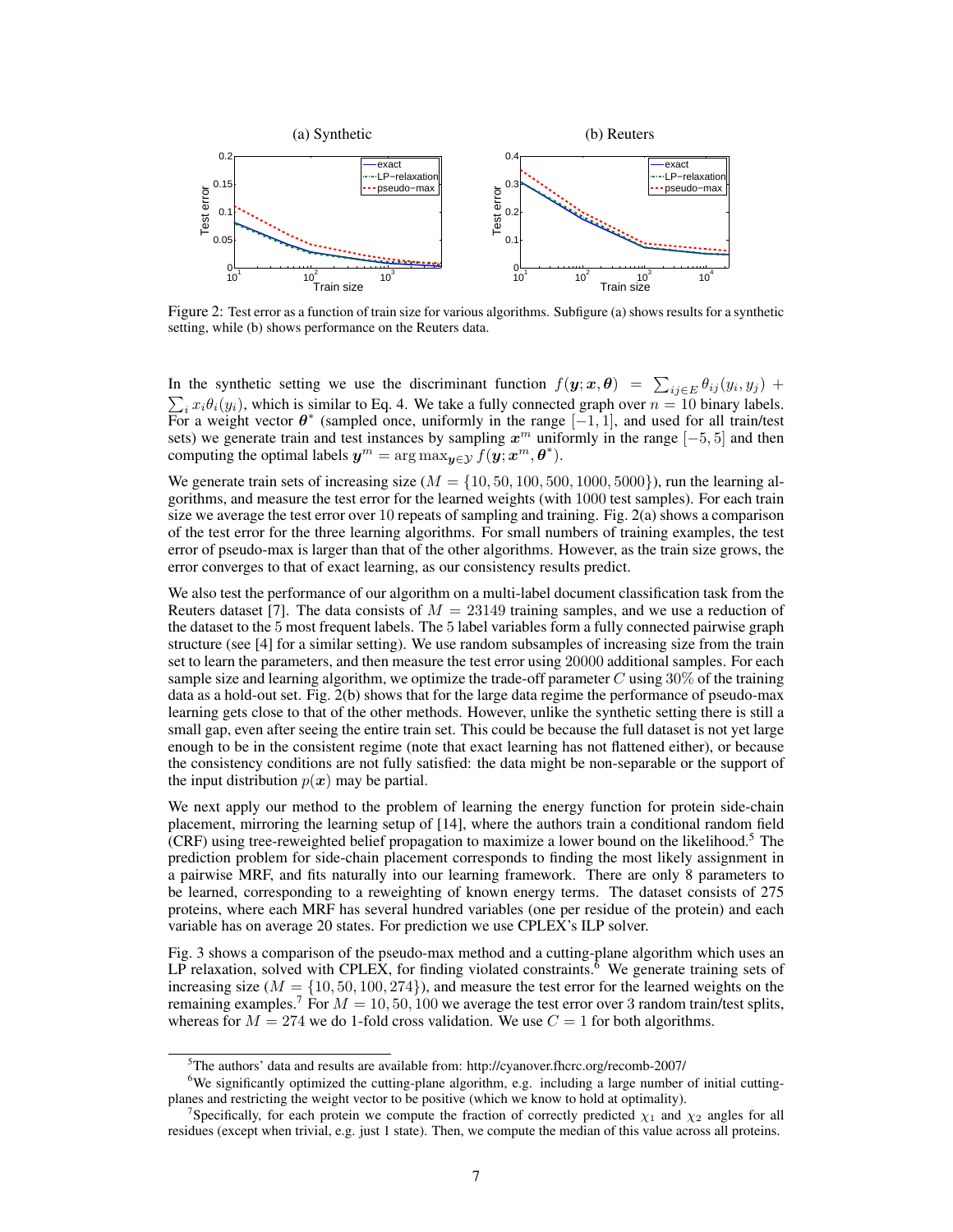Figure 2: Test error as a function of train size for various algorithms. Subfigure (a) shows results for a synthetic setting, while (b) shows performance on the Reuters data.

In the synthetic setting we use the discriminant function $f(\boldsymbol{y};\boldsymbol{x},\boldsymbol{\theta}) = \sum_{ij \in E} \theta_{ij}(y_i, y_j) + \sum_i x_i \theta_i(y_i)$, which is similar to Eq. 4. We take a fully connected graph over $n = 10$ binary labels. For a weight vector $\boldsymbol{\theta}^*$ (sampled once, uniformly in the range $[-1, 1]$, and used for all train/test sets) we generate train and test instances by sampling $\boldsymbol{x}^m$ uniformly in the range $[-5, 5]$ and then computing the optimal labels $\boldsymbol{y}^m = \arg\max_{\boldsymbol{y} \in \mathcal{Y}} f(\boldsymbol{y}; \boldsymbol{x}^m, \boldsymbol{\theta}^*)$.

We generate train sets of increasing size ($M = \{10, 50, 100, 500, 1000, 5000\}$), run the learning algorithms, and measure the test error for the learned weights (with 1000 test samples). For each train size we average the test error over 10 repeats of sampling and training. Fig. 2(a) shows a comparison of the test error for the three learning algorithms. For small numbers of training examples, the test error of pseudo-max is larger than that of the other algorithms. However, as the train size grows, the error converges to that of exact learning, as our consistency results predict.

We also test the performance of our algorithm on a multi-label document classification task from the Reuters dataset [7]. The data consists of $M = 23149$ training samples, and we use a reduction of the dataset to the 5 most frequent labels. The 5 label variables form a fully connected pairwise graph structure (see [4] for a similar setting). We use random subsamples of increasing size from the train set to learn the parameters, and then measure the test error using 20000 additional samples. For each sample size and learning algorithm, we optimize the trade-off parameter $C$ using 30% of the training data as a hold-out set. Fig. 2(b) shows that for the large data regime the performance of pseudo-max learning gets close to that of the other methods. However, unlike the synthetic setting there is still a small gap, even after seeing the entire train set. This could be because the full dataset is not yet large enough to be in the consistent regime (note that exact learning has not flattened either), or because the consistency conditions are not fully satisfied: the data might be non-separable or the support of the input distribution $p(\boldsymbol{x})$ may be partial.

We next apply our method to the problem of learning the energy function for protein side-chain placement, mirroring the learning setup of [14], where the authors train a conditional random field (CRF) using tree-reweighted belief propagation to maximize a lower bound on the likelihood.[5] The prediction problem for side-chain placement corresponds to finding the most likely assignment in a pairwise MRF, and fits naturally into our learning framework. There are only 8 parameters to be learned, corresponding to a reweighting of known energy terms. The dataset consists of 275 proteins, where each MRF has several hundred variables (one per residue of the protein) and each variable has on average 20 states. For prediction we use CPLEX's ILP solver.

Fig. 3 shows a comparison of the pseudo-max method and a cutting-plane algorithm which uses an LP relaxation, solved with CPLEX, for finding violated constraints.[6] We generate training sets of increasing size ($M = \{10, 50, 100, 274\}$), and measure the test error for the learned weights on the remaining examples.[7] For $M = 10, 50, 100$ we average the test error over 3 random train/test splits, whereas for $M = 274$ we do 1-fold cross validation. We use $C = 1$ for both algorithms.

---

[5] The authors' data and results are available from: http://cyanover.fhcrc.org/recomb-2007/

[6] We significantly optimized the cutting-plane algorithm, e.g. including a large number of initial cutting-planes and restricting the weight vector to be positive (which we know to hold at optimality).

[7] Specifically, for each protein we compute the fraction of correctly predicted $\chi_1$ and $\chi_2$ angles for all residues (except when trivial, e.g. just 1 state). Then, we compute the median of this value across all proteins.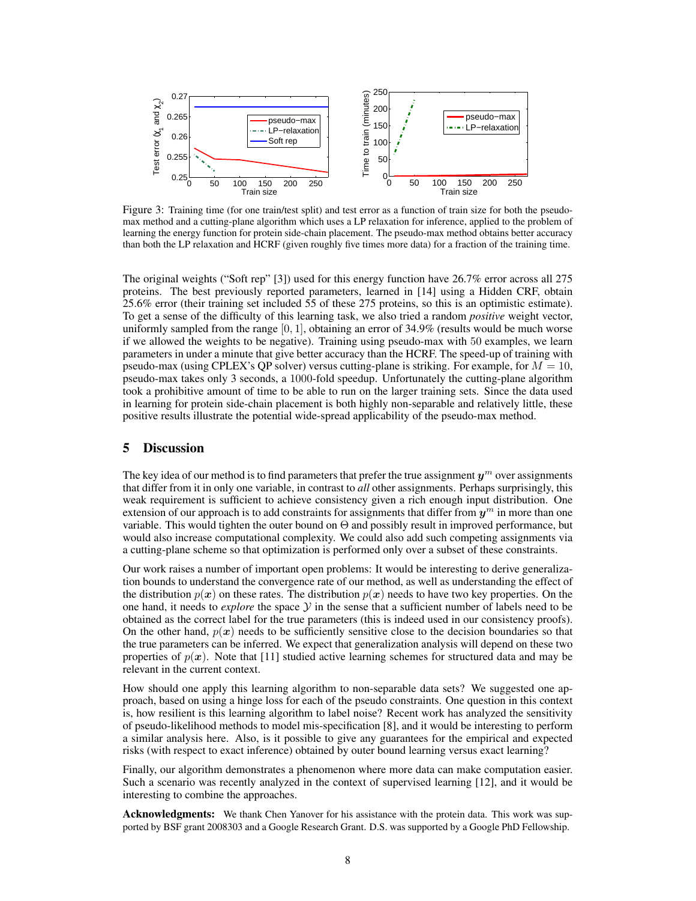Figure 3: Training time (for one train/test split) and test error as a function of train size for both the pseudo-max method and a cutting-plane algorithm which uses a LP relaxation for inference, applied to the problem of learning the energy function for protein side-chain placement. The pseudo-max method obtains better accuracy than both the LP relaxation and HCRF (given roughly five times more data) for a fraction of the training time.

The original weights ("Soft rep" [3]) used for this energy function have 26.7% error across all 275 proteins. The best previously reported parameters, learned in [14] using a Hidden CRF, obtain 25.6% error (their training set included 55 of these 275 proteins, so this is an optimistic estimate). To get a sense of the difficulty of this learning task, we also tried a random *positive* weight vector, uniformly sampled from the range $[0, 1]$, obtaining an error of 34.9% (results would be much worse if we allowed the weights to be negative). Training using pseudo-max with 50 examples, we learn parameters in under a minute that give better accuracy than the HCRF. The speed-up of training with pseudo-max (using CPLEX's QP solver) versus cutting-plane is striking. For example, for $M = 10$, pseudo-max takes only 3 seconds, a 1000-fold speedup. Unfortunately the cutting-plane algorithm took a prohibitive amount of time to be able to run on the larger training sets. Since the data used in learning for protein side-chain placement is both highly non-separable and relatively little, these positive results illustrate the potential wide-spread applicability of the pseudo-max method.

## 5 Discussion

The key idea of our method is to find parameters that prefer the true assignment $\boldsymbol{y}^m$ over assignments that differ from it in only one variable, in contrast to *all* other assignments. Perhaps surprisingly, this weak requirement is sufficient to achieve consistency given a rich enough input distribution. One extension of our approach is to add constraints for assignments that differ from $\boldsymbol{y}^m$ in more than one variable. This would tighten the outer bound on $\Theta$ and possibly result in improved performance, but would also increase computational complexity. We could also add such competing assignments via a cutting-plane scheme so that optimization is performed only over a subset of these constraints.

Our work raises a number of important open problems: It would be interesting to derive generalization bounds to understand the convergence rate of our method, as well as understanding the effect of the distribution $p(\boldsymbol{x})$ on these rates. The distribution $p(\boldsymbol{x})$ needs to have two key properties. On the one hand, it needs to *explore* the space $\mathcal{Y}$ in the sense that a sufficient number of labels need to be obtained as the correct label for the true parameters (this is indeed used in our consistency proofs). On the other hand, $p(\boldsymbol{x})$ needs to be sufficiently sensitive close to the decision boundaries so that the true parameters can be inferred. We expect that generalization analysis will depend on these two properties of $p(\boldsymbol{x})$. Note that [11] studied active learning schemes for structured data and may be relevant in the current context.

How should one apply this learning algorithm to non-separable data sets? We suggested one approach, based on using a hinge loss for each of the pseudo constraints. One question in this context is, how resilient is this learning algorithm to label noise? Recent work has analyzed the sensitivity of pseudo-likelihood methods to model mis-specification [8], and it would be interesting to perform a similar analysis here. Also, is it possible to give any guarantees for the empirical and expected risks (with respect to exact inference) obtained by outer bound learning versus exact learning?

Finally, our algorithm demonstrates a phenomenon where more data can make computation easier. Such a scenario was recently analyzed in the context of supervised learning [12], and it would be interesting to combine the approaches.

**Acknowledgments:** We thank Chen Yanover for his assistance with the protein data. This work was supported by BSF grant 2008303 and a Google Research Grant. D.S. was supported by a Google PhD Fellowship.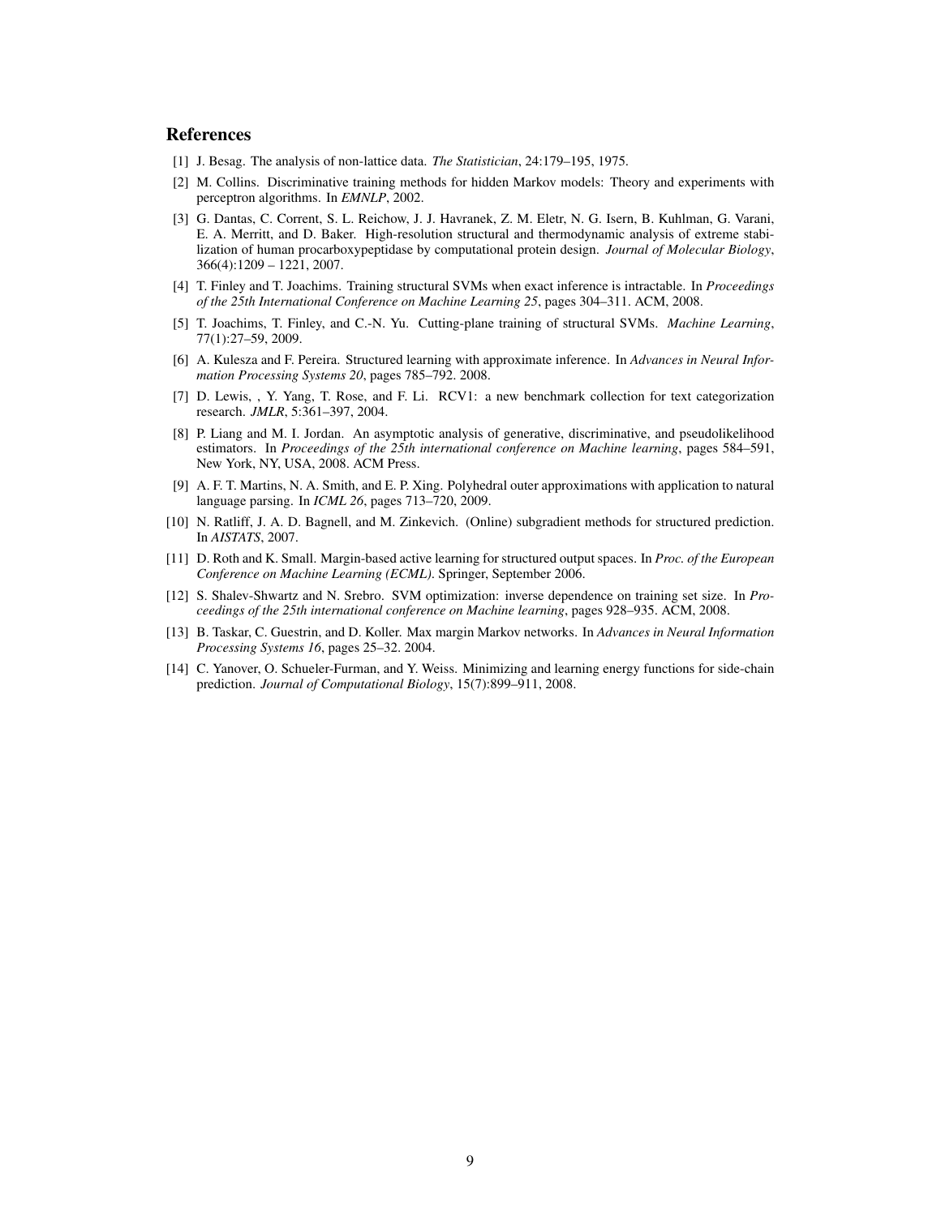## References

[1] J. Besag. The analysis of non-lattice data. *The Statistician*, 24:179–195, 1975.

[2] M. Collins. Discriminative training methods for hidden Markov models: Theory and experiments with perceptron algorithms. In *EMNLP*, 2002.

[3] G. Dantas, C. Corrent, S. L. Reichow, J. J. Havranek, Z. M. Eletr, N. G. Isern, B. Kuhlman, G. Varani, E. A. Merritt, and D. Baker. High-resolution structural and thermodynamic analysis of extreme stabilization of human procarboxypeptidase by computational protein design. *Journal of Molecular Biology*, 366(4):1209 – 1221, 2007.

[4] T. Finley and T. Joachims. Training structural SVMs when exact inference is intractable. In *Proceedings of the 25th International Conference on Machine Learning 25*, pages 304–311. ACM, 2008.

[5] T. Joachims, T. Finley, and C.-N. Yu. Cutting-plane training of structural SVMs. *Machine Learning*, 77(1):27–59, 2009.

[6] A. Kulesza and F. Pereira. Structured learning with approximate inference. In *Advances in Neural Information Processing Systems 20*, pages 785–792. 2008.

[7] D. Lewis, , Y. Yang, T. Rose, and F. Li. RCV1: a new benchmark collection for text categorization research. *JMLR*, 5:361–397, 2004.

[8] P. Liang and M. I. Jordan. An asymptotic analysis of generative, discriminative, and pseudolikelihood estimators. In *Proceedings of the 25th international conference on Machine learning*, pages 584–591, New York, NY, USA, 2008. ACM Press.

[9] A. F. T. Martins, N. A. Smith, and E. P. Xing. Polyhedral outer approximations with application to natural language parsing. In *ICML 26*, pages 713–720, 2009.

[10] N. Ratliff, J. A. D. Bagnell, and M. Zinkevich. (Online) subgradient methods for structured prediction. In *AISTATS*, 2007.

[11] D. Roth and K. Small. Margin-based active learning for structured output spaces. In *Proc. of the European Conference on Machine Learning (ECML)*. Springer, September 2006.

[12] S. Shalev-Shwartz and N. Srebro. SVM optimization: inverse dependence on training set size. In *Proceedings of the 25th international conference on Machine learning*, pages 928–935. ACM, 2008.

[13] B. Taskar, C. Guestrin, and D. Koller. Max margin Markov networks. In *Advances in Neural Information Processing Systems 16*, pages 25–32. 2004.

[14] C. Yanover, O. Schueler-Furman, and Y. Weiss. Minimizing and learning energy functions for side-chain prediction. *Journal of Computational Biology*, 15(7):899–911, 2008.